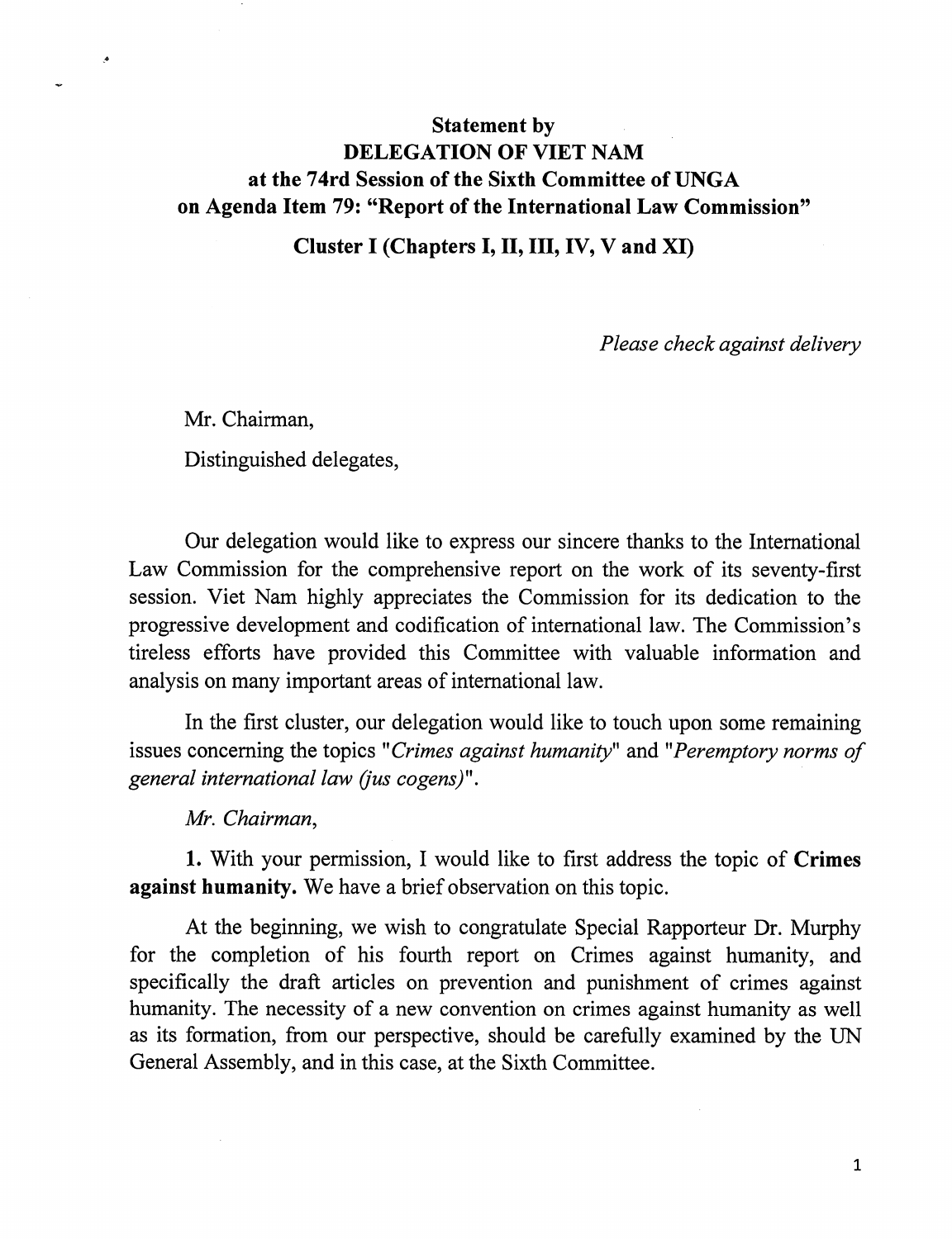**Statement by**
**DELEGATION OF VIET NAM**
**at the 74rd Session of the Sixth Committee of UNGA**
**on Agenda Item 79: "Report of the International Law Commission"**

**Cluster I (Chapters I, II, III, IV, V and XI)**

*Please check against delivery*

Mr. Chairman,

Distinguished delegates,

Our delegation would like to express our sincere thanks to the International Law Commission for the comprehensive report on the work of its seventy-first session. Viet Nam highly appreciates the Commission for its dedication to the progressive development and codification of international law. The Commission's tireless efforts have provided this Committee with valuable information and analysis on many important areas of international law.

In the first cluster, our delegation would like to touch upon some remaining issues concerning the topics "*Crimes against humanity*" and "*Peremptory norms of general international law (jus cogens)*".

*Mr. Chairman*,

**1.** With your permission, I would like to first address the topic of **Crimes against humanity.** We have a brief observation on this topic.

At the beginning, we wish to congratulate Special Rapporteur Dr. Murphy for the completion of his fourth report on Crimes against humanity, and specifically the draft articles on prevention and punishment of crimes against humanity. The necessity of a new convention on crimes against humanity as well as its formation, from our perspective, should be carefully examined by the UN General Assembly, and in this case, at the Sixth Committee.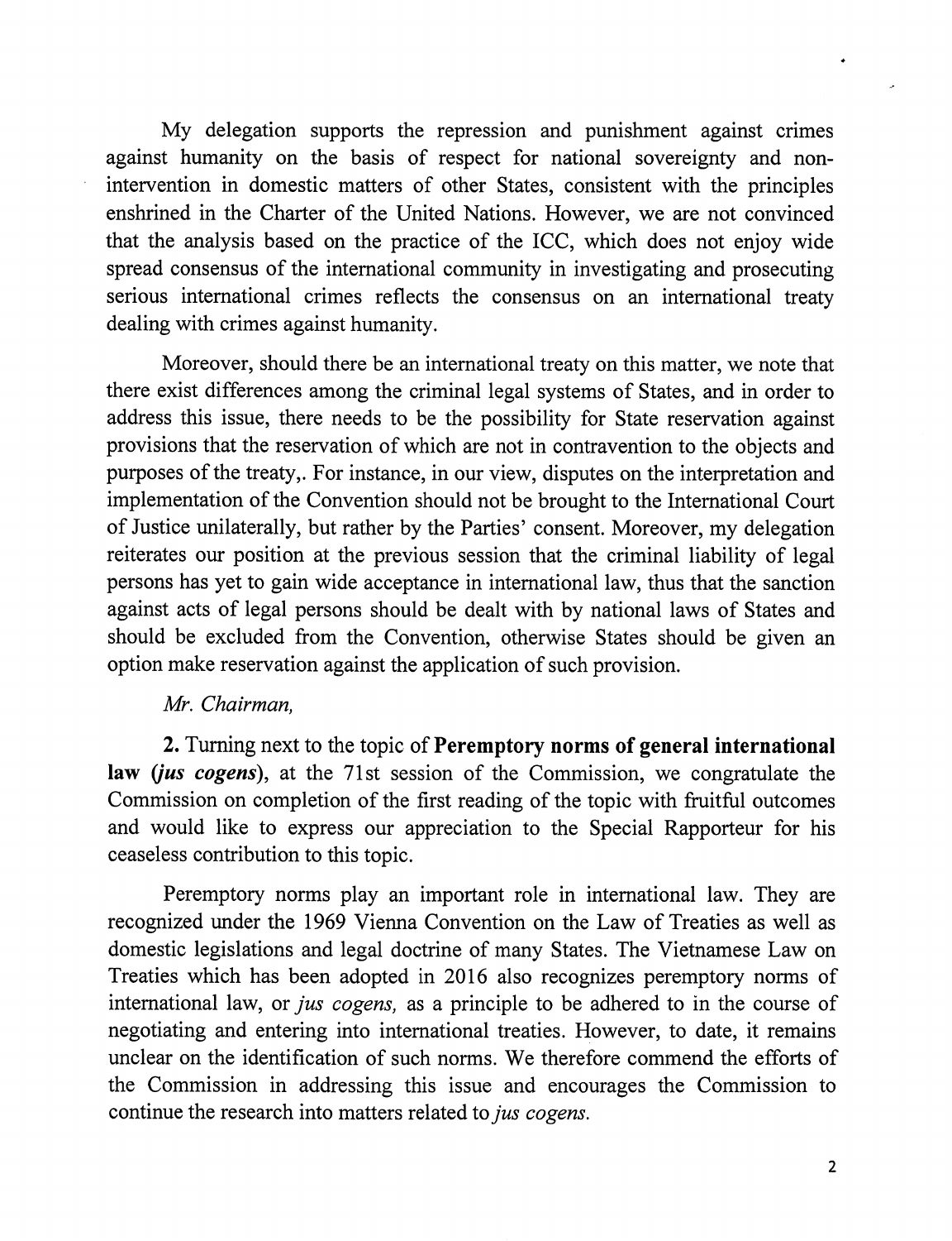My delegation supports the repression and punishment against crimes against humanity on the basis of respect for national sovereignty and non-intervention in domestic matters of other States, consistent with the principles enshrined in the Charter of the United Nations. However, we are not convinced that the analysis based on the practice of the ICC, which does not enjoy wide spread consensus of the international community in investigating and prosecuting serious international crimes reflects the consensus on an international treaty dealing with crimes against humanity.

Moreover, should there be an international treaty on this matter, we note that there exist differences among the criminal legal systems of States, and in order to address this issue, there needs to be the possibility for State reservation against provisions that the reservation of which are not in contravention to the objects and purposes of the treaty,. For instance, in our view, disputes on the interpretation and implementation of the Convention should not be brought to the International Court of Justice unilaterally, but rather by the Parties' consent. Moreover, my delegation reiterates our position at the previous session that the criminal liability of legal persons has yet to gain wide acceptance in international law, thus that the sanction against acts of legal persons should be dealt with by national laws of States and should be excluded from the Convention, otherwise States should be given an option make reservation against the application of such provision.

*Mr. Chairman,*

**2.** Turning next to the topic of **Peremptory norms of general international law (*jus cogens*)**, at the 71st session of the Commission, we congratulate the Commission on completion of the first reading of the topic with fruitful outcomes and would like to express our appreciation to the Special Rapporteur for his ceaseless contribution to this topic.

Peremptory norms play an important role in international law. They are recognized under the 1969 Vienna Convention on the Law of Treaties as well as domestic legislations and legal doctrine of many States. The Vietnamese Law on Treaties which has been adopted in 2016 also recognizes peremptory norms of international law, or *jus cogens,* as a principle to be adhered to in the course of negotiating and entering into international treaties. However, to date, it remains unclear on the identification of such norms. We therefore commend the efforts of the Commission in addressing this issue and encourages the Commission to continue the research into matters related to *jus cogens.*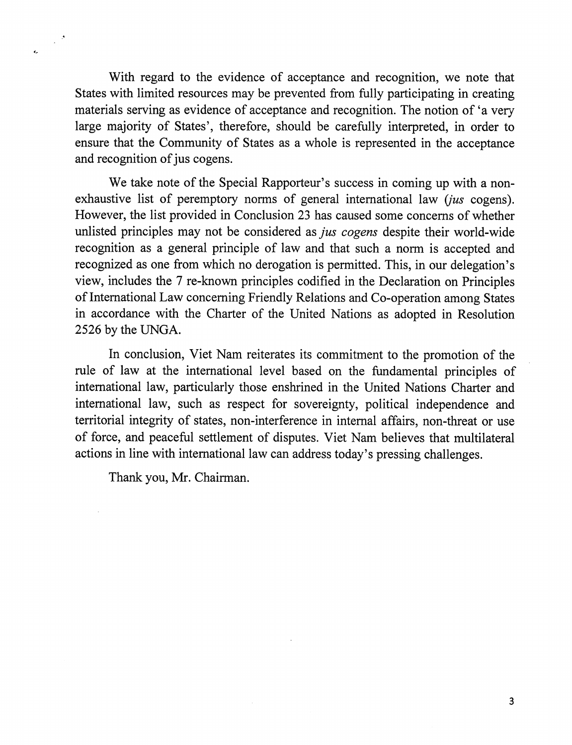With regard to the evidence of acceptance and recognition, we note that States with limited resources may be prevented from fully participating in creating materials serving as evidence of acceptance and recognition. The notion of 'a very large majority of States', therefore, should be carefully interpreted, in order to ensure that the Community of States as a whole is represented in the acceptance and recognition of jus cogens.

We take note of the Special Rapporteur's success in coming up with a non-exhaustive list of peremptory norms of general international law (*jus* cogens). However, the list provided in Conclusion 23 has caused some concerns of whether unlisted principles may not be considered as *jus cogens* despite their world-wide recognition as a general principle of law and that such a norm is accepted and recognized as one from which no derogation is permitted. This, in our delegation's view, includes the 7 re-known principles codified in the Declaration on Principles of International Law concerning Friendly Relations and Co-operation among States in accordance with the Charter of the United Nations as adopted in Resolution 2526 by the UNGA.

In conclusion, Viet Nam reiterates its commitment to the promotion of the rule of law at the international level based on the fundamental principles of international law, particularly those enshrined in the United Nations Charter and international law, such as respect for sovereignty, political independence and territorial integrity of states, non-interference in internal affairs, non-threat or use of force, and peaceful settlement of disputes. Viet Nam believes that multilateral actions in line with international law can address today's pressing challenges.

Thank you, Mr. Chairman.